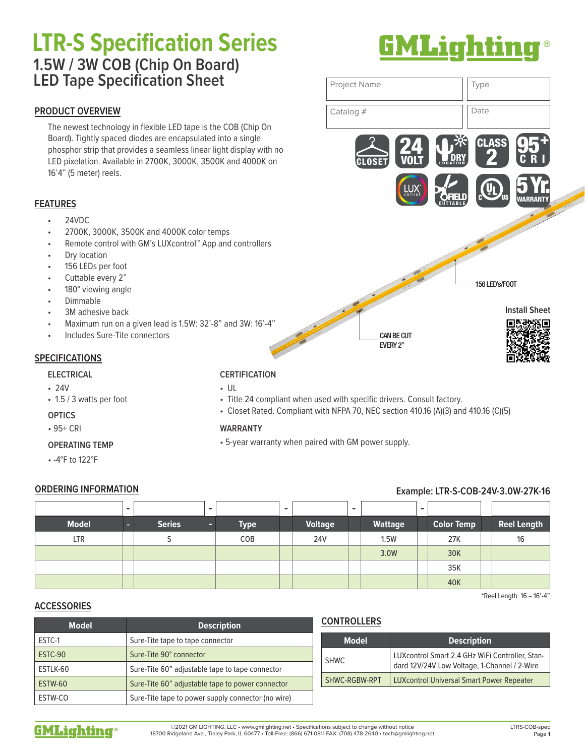# LTR-S Specification Series

## 1.5W / 3W COB (Chip On Board) LED Tape Specification Sheet

| Project Name | Type |
|---|---|
| Catalog # | Date |

### PRODUCT OVERVIEW

The newest technology in flexible LED tape is the COB (Chip On Board). Tightly spaced diodes are encapsulated into a single phosphor strip that provides a seamless linear light display with no LED pixelation. Available in 2700K, 3000K, 3500K and 4000K on 16'4" (5 meter) reels.

### FEATURES

- 24VDC
- 2700K, 3000K, 3500K and 4000K color temps
- Remote control with GM's LUXcontrol™ App and controllers
- Dry location
- 156 LEDs per foot
- Cuttable every 2"
- 180° viewing angle
- Dimmable
- 3M adhesive back
- Maximum run on a given lead is 1.5W: 32'-8" and 3W: 16'-4"
- Includes Sure-Tite connectors

156 LED's/FOOT

CAN BE CUT EVERY 2"

Install Sheet

### SPECIFICATIONS

**ELECTRICAL**

- 24V
- 1.5 / 3 watts per foot

**OPTICS**

- 95+ CRI

**OPERATING TEMP**

- -4°F to 122°F

**CERTIFICATION**

- UL
- Title 24 compliant when used with specific drivers. Consult factory.
- Closet Rated. Compliant with NFPA 70, NEC section 410.16 (A)(3) and 410.16 (C)(5)

**WARRANTY**

- 5-year warranty when paired with GM power supply.

### ORDERING INFORMATION

Example: LTR-S-COB-24V-3.0W-27K-16

| Model | Series | Type | Voltage | Wattage | Color Temp | Reel Length |
|---|---|---|---|---|---|---|
| LTR | S | COB | 24V | 1.5W | 27K | 16 |
| | | | | 3.0W | 30K | |
| | | | | | 35K | |
| | | | | | 40K | |

*Reel Length: 16 = 16'-4"

### ACCESSORIES

| Model | Description |
|---|---|
| ESTC-1 | Sure-Tite tape to tape connector |
| ESTC-90 | Sure-Tite 90° connector |
| ESTLK-60 | Sure-Tite 60" adjustable tape to tape connector |
| ESTW-60 | Sure-Tite 60" adjustable tape to power connector |
| ESTW-CO | Sure-Tite tape to power supply connector (no wire) |

### CONTROLLERS

| Model | Description |
|---|---|
| SHWC | LUXcontrol Smart 2.4 GHz WiFi Controller, Standard 12V/24V Low Voltage, 1-Channel / 2-Wire |
| SHWC-RGBW-RPT | LUXcontrol Universal Smart Power Repeater |

©2021 GM LIGHTING, LLC • www.gmlighting.net • Specifications subject to change without notice
18700 Ridgeland Ave., Tinley Park, IL 60477 • Toll-Free: (866) 671-0811 FAX: (708) 478-2640 • tech@gmlighting.net

LTRS-COB-spec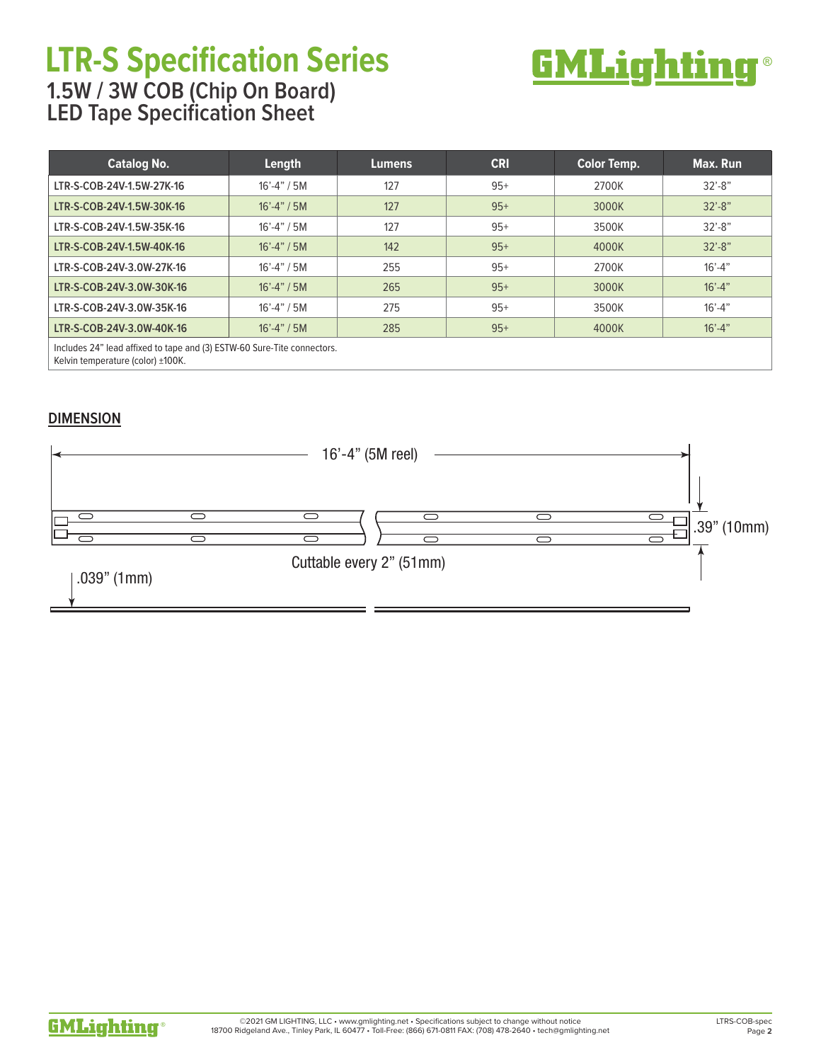# LTR-S Specification Series

## 1.5W / 3W COB (Chip On Board) LED Tape Specification Sheet

| Catalog No. | Length | Lumens | CRI | Color Temp. | Max. Run |
|---|---|---|---|---|---|
| LTR-S-COB-24V-1.5W-27K-16 | 16'-4" / 5M | 127 | 95+ | 2700K | 32'-8" |
| LTR-S-COB-24V-1.5W-30K-16 | 16'-4" / 5M | 127 | 95+ | 3000K | 32'-8" |
| LTR-S-COB-24V-1.5W-35K-16 | 16'-4" / 5M | 127 | 95+ | 3500K | 32'-8" |
| LTR-S-COB-24V-1.5W-40K-16 | 16'-4" / 5M | 142 | 95+ | 4000K | 32'-8" |
| LTR-S-COB-24V-3.0W-27K-16 | 16'-4" / 5M | 255 | 95+ | 2700K | 16'-4" |
| LTR-S-COB-24V-3.0W-30K-16 | 16'-4" / 5M | 265 | 95+ | 3000K | 16'-4" |
| LTR-S-COB-24V-3.0W-35K-16 | 16'-4" / 5M | 275 | 95+ | 3500K | 16'-4" |
| LTR-S-COB-24V-3.0W-40K-16 | 16'-4" / 5M | 285 | 95+ | 4000K | 16'-4" |

Includes 24" lead affixed to tape and (3) ESTW-60 Sure-Tite connectors.
Kelvin temperature (color) ±100K.

### DIMENSION

16'-4" (5M reel)

.39" (10mm)

Cuttable every 2" (51mm)

.039" (1mm)